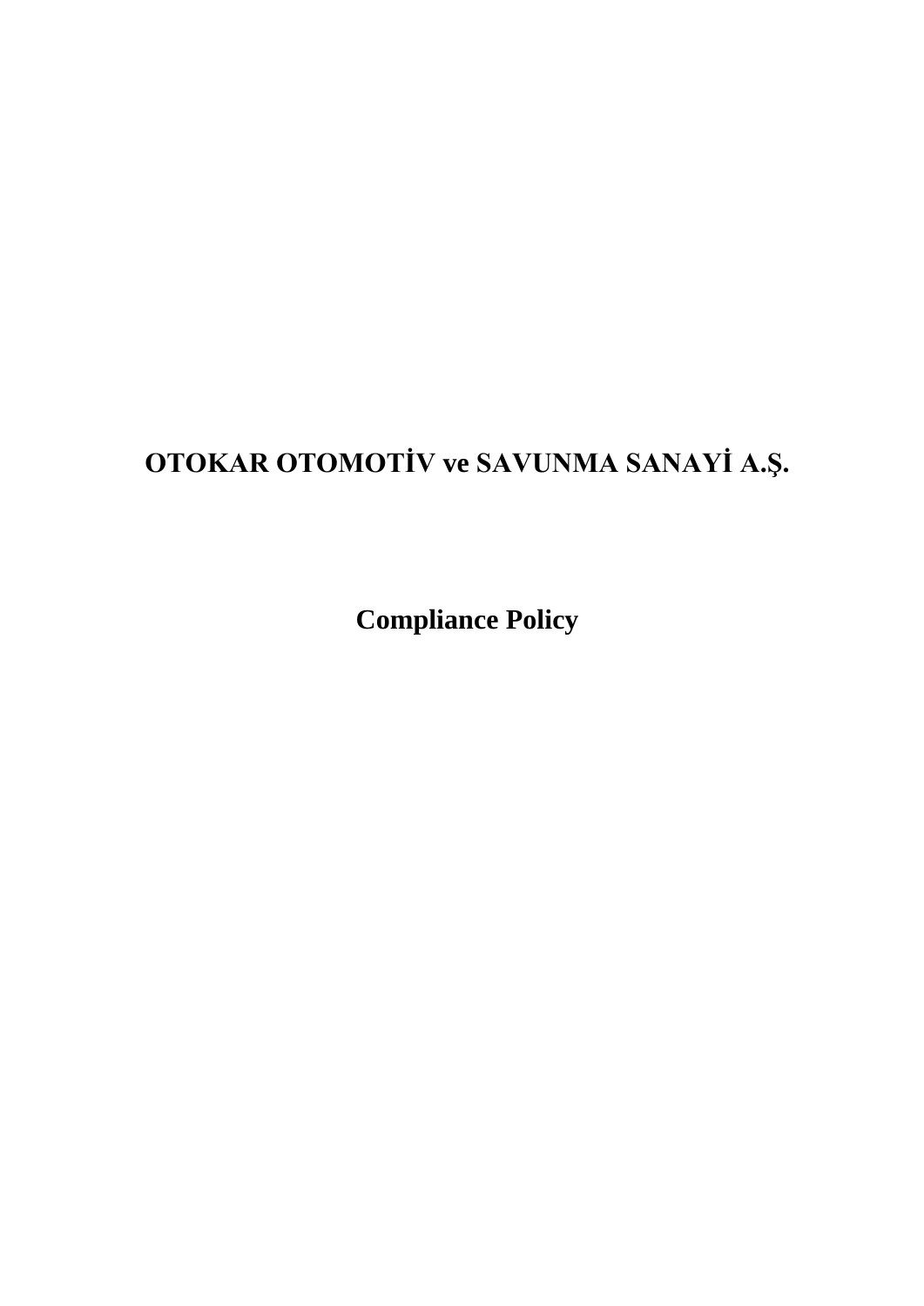# OTOKAR OTOMOTİV ve SAVUNMA SANAYİ A.Ş.

## Compliance Policy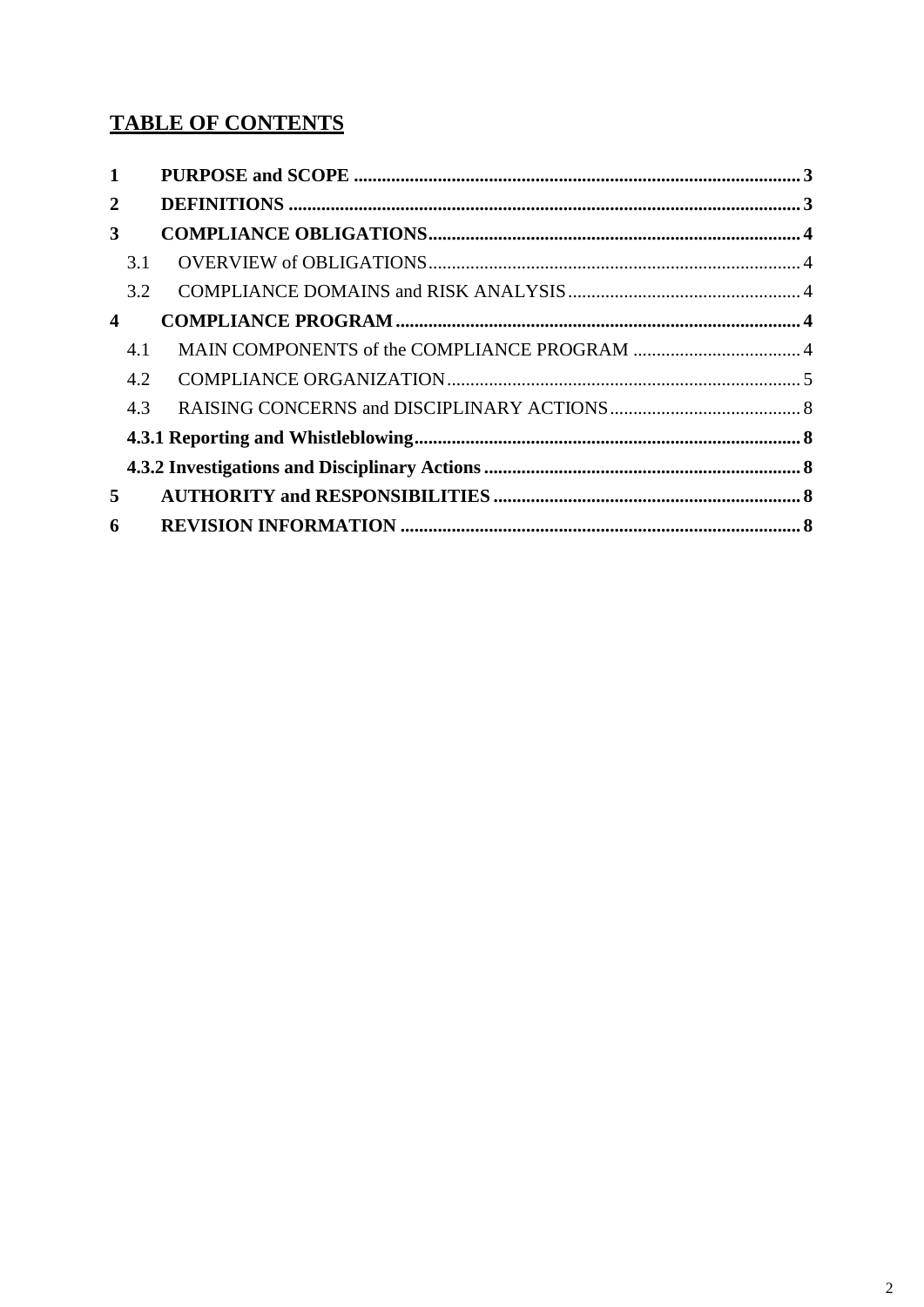# TABLE OF CONTENTS

**1 PURPOSE and SCOPE ..... 3**

**2 DEFINITIONS ..... 3**

**3 COMPLIANCE OBLIGATIONS ..... 4**

3.1 OVERVIEW of OBLIGATIONS ..... 4

3.2 COMPLIANCE DOMAINS and RISK ANALYSIS ..... 4

**4 COMPLIANCE PROGRAM ..... 4**

4.1 MAIN COMPONENTS of the COMPLIANCE PROGRAM ..... 4

4.2 COMPLIANCE ORGANIZATION ..... 5

4.3 RAISING CONCERNS and DISCIPLINARY ACTIONS ..... 8

**4.3.1 Reporting and Whistleblowing ..... 8**

**4.3.2 Investigations and Disciplinary Actions ..... 8**

**5 AUTHORITY and RESPONSIBILITIES ..... 8**

**6 REVISION INFORMATION ..... 8**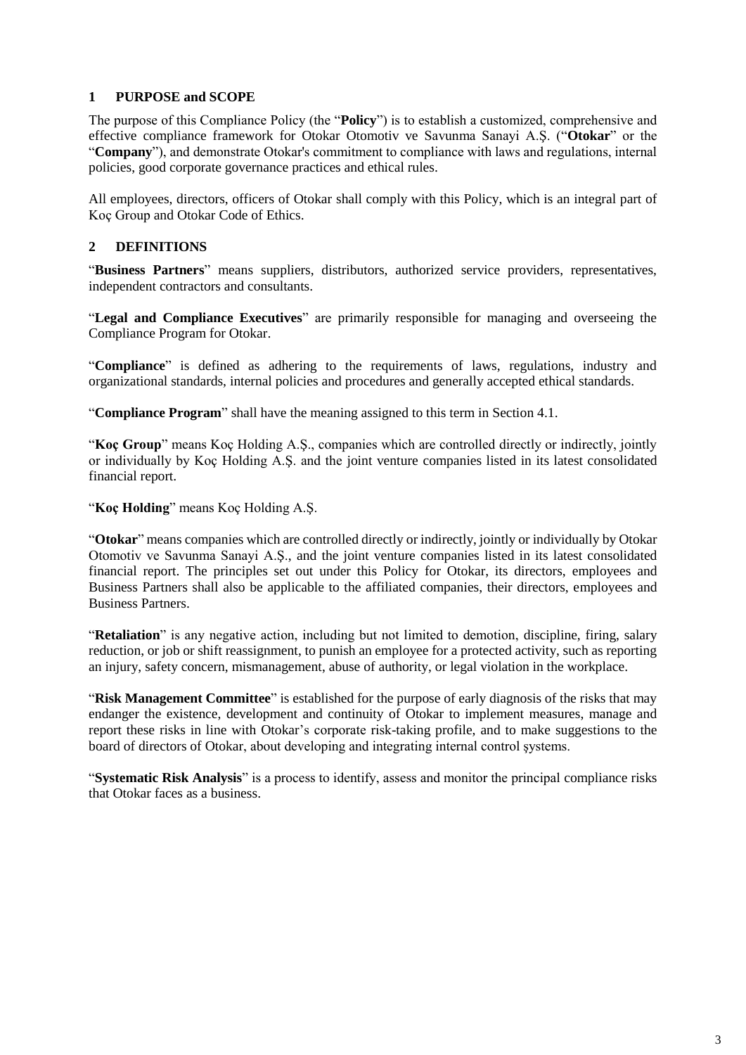## 1 PURPOSE and SCOPE

The purpose of this Compliance Policy (the "**Policy**") is to establish a customized, comprehensive and effective compliance framework for Otokar Otomotiv ve Savunma Sanayi A.Ş. ("**Otokar**" or the "**Company**"), and demonstrate Otokar's commitment to compliance with laws and regulations, internal policies, good corporate governance practices and ethical rules.

All employees, directors, officers of Otokar shall comply with this Policy, which is an integral part of Koç Group and Otokar Code of Ethics.

## 2 DEFINITIONS

"**Business Partners**" means suppliers, distributors, authorized service providers, representatives, independent contractors and consultants.

"**Legal and Compliance Executives**" are primarily responsible for managing and overseeing the Compliance Program for Otokar.

"**Compliance**" is defined as adhering to the requirements of laws, regulations, industry and organizational standards, internal policies and procedures and generally accepted ethical standards.

"**Compliance Program**" shall have the meaning assigned to this term in Section 4.1.

"**Koç Group**" means Koç Holding A.Ş., companies which are controlled directly or indirectly, jointly or individually by Koç Holding A.Ş. and the joint venture companies listed in its latest consolidated financial report.

"**Koç Holding**" means Koç Holding A.Ş.

"**Otokar**" means companies which are controlled directly or indirectly, jointly or individually by Otokar Otomotiv ve Savunma Sanayi A.Ş., and the joint venture companies listed in its latest consolidated financial report. The principles set out under this Policy for Otokar, its directors, employees and Business Partners shall also be applicable to the affiliated companies, their directors, employees and Business Partners.

"**Retaliation**" is any negative action, including but not limited to demotion, discipline, firing, salary reduction, or job or shift reassignment, to punish an employee for a protected activity, such as reporting an injury, safety concern, mismanagement, abuse of authority, or legal violation in the workplace.

"**Risk Management Committee**" is established for the purpose of early diagnosis of the risks that may endanger the existence, development and continuity of Otokar to implement measures, manage and report these risks in line with Otokar's corporate risk-taking profile, and to make suggestions to the board of directors of Otokar, about developing and integrating internal control şystems.

"**Systematic Risk Analysis**" is a process to identify, assess and monitor the principal compliance risks that Otokar faces as a business.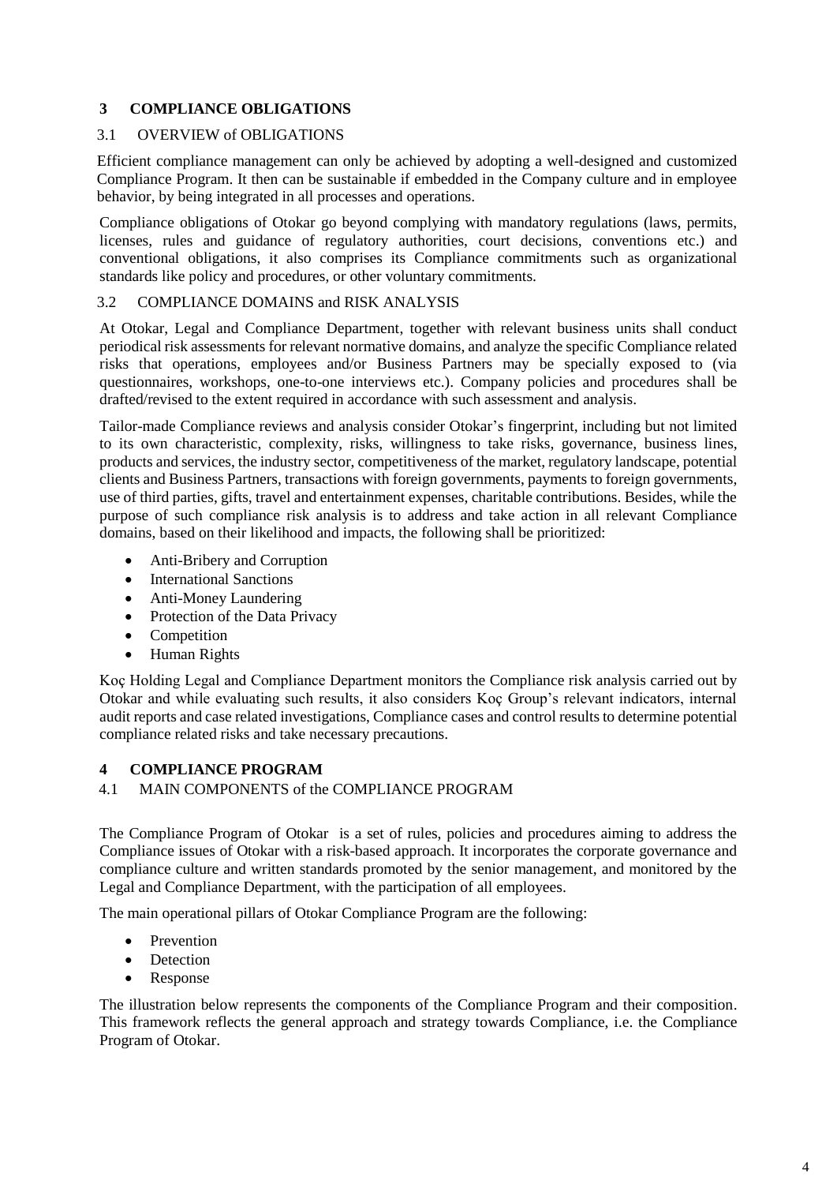## 3 COMPLIANCE OBLIGATIONS

### 3.1 OVERVIEW of OBLIGATIONS

Efficient compliance management can only be achieved by adopting a well-designed and customized Compliance Program. It then can be sustainable if embedded in the Company culture and in employee behavior, by being integrated in all processes and operations.

Compliance obligations of Otokar go beyond complying with mandatory regulations (laws, permits, licenses, rules and guidance of regulatory authorities, court decisions, conventions etc.) and conventional obligations, it also comprises its Compliance commitments such as organizational standards like policy and procedures, or other voluntary commitments.

### 3.2 COMPLIANCE DOMAINS and RISK ANALYSIS

At Otokar, Legal and Compliance Department, together with relevant business units shall conduct periodical risk assessments for relevant normative domains, and analyze the specific Compliance related risks that operations, employees and/or Business Partners may be specially exposed to (via questionnaires, workshops, one-to-one interviews etc.). Company policies and procedures shall be drafted/revised to the extent required in accordance with such assessment and analysis.

Tailor-made Compliance reviews and analysis consider Otokar's fingerprint, including but not limited to its own characteristic, complexity, risks, willingness to take risks, governance, business lines, products and services, the industry sector, competitiveness of the market, regulatory landscape, potential clients and Business Partners, transactions with foreign governments, payments to foreign governments, use of third parties, gifts, travel and entertainment expenses, charitable contributions. Besides, while the purpose of such compliance risk analysis is to address and take action in all relevant Compliance domains, based on their likelihood and impacts, the following shall be prioritized:

- Anti-Bribery and Corruption
- International Sanctions
- Anti-Money Laundering
- Protection of the Data Privacy
- Competition
- Human Rights

Koç Holding Legal and Compliance Department monitors the Compliance risk analysis carried out by Otokar and while evaluating such results, it also considers Koç Group's relevant indicators, internal audit reports and case related investigations, Compliance cases and control results to determine potential compliance related risks and take necessary precautions.

## 4 COMPLIANCE PROGRAM

### 4.1 MAIN COMPONENTS of the COMPLIANCE PROGRAM

The Compliance Program of Otokar is a set of rules, policies and procedures aiming to address the Compliance issues of Otokar with a risk-based approach. It incorporates the corporate governance and compliance culture and written standards promoted by the senior management, and monitored by the Legal and Compliance Department, with the participation of all employees.

The main operational pillars of Otokar Compliance Program are the following:

- Prevention
- Detection
- Response

The illustration below represents the components of the Compliance Program and their composition. This framework reflects the general approach and strategy towards Compliance, i.e. the Compliance Program of Otokar.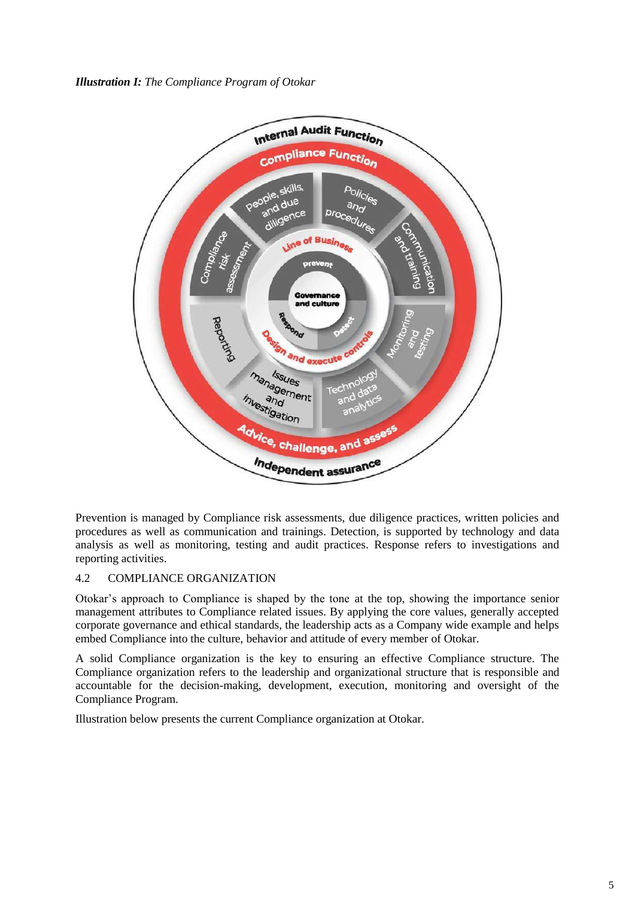***Illustration I:*** *The Compliance Program of Otokar*

Prevention is managed by Compliance risk assessments, due diligence practices, written policies and procedures as well as communication and trainings. Detection, is supported by technology and data analysis as well as monitoring, testing and audit practices. Response refers to investigations and reporting activities.

## 4.2 COMPLIANCE ORGANIZATION

Otokar's approach to Compliance is shaped by the tone at the top, showing the importance senior management attributes to Compliance related issues. By applying the core values, generally accepted corporate governance and ethical standards, the leadership acts as a Company wide example and helps embed Compliance into the culture, behavior and attitude of every member of Otokar.

A solid Compliance organization is the key to ensuring an effective Compliance structure. The Compliance organization refers to the leadership and organizational structure that is responsible and accountable for the decision-making, development, execution, monitoring and oversight of the Compliance Program.

Illustration below presents the current Compliance organization at Otokar.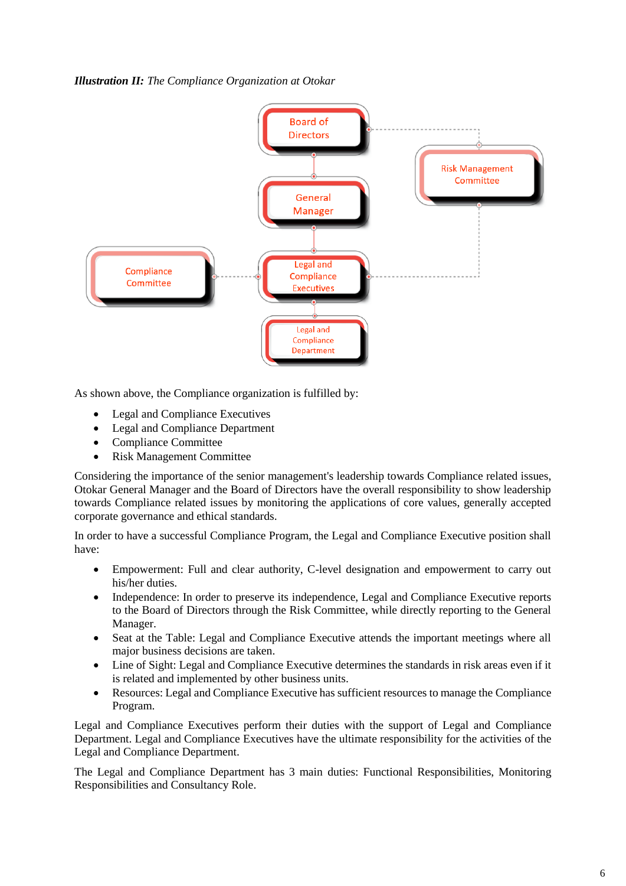***Illustration II:*** *The Compliance Organization at Otokar*

As shown above, the Compliance organization is fulfilled by:

- Legal and Compliance Executives
- Legal and Compliance Department
- Compliance Committee
- Risk Management Committee

Considering the importance of the senior management's leadership towards Compliance related issues, Otokar General Manager and the Board of Directors have the overall responsibility to show leadership towards Compliance related issues by monitoring the applications of core values, generally accepted corporate governance and ethical standards.

In order to have a successful Compliance Program, the Legal and Compliance Executive position shall have:

- Empowerment: Full and clear authority, C-level designation and empowerment to carry out his/her duties.
- Independence: In order to preserve its independence, Legal and Compliance Executive reports to the Board of Directors through the Risk Committee, while directly reporting to the General Manager.
- Seat at the Table: Legal and Compliance Executive attends the important meetings where all major business decisions are taken.
- Line of Sight: Legal and Compliance Executive determines the standards in risk areas even if it is related and implemented by other business units.
- Resources: Legal and Compliance Executive has sufficient resources to manage the Compliance Program.

Legal and Compliance Executives perform their duties with the support of Legal and Compliance Department. Legal and Compliance Executives have the ultimate responsibility for the activities of the Legal and Compliance Department.

The Legal and Compliance Department has 3 main duties: Functional Responsibilities, Monitoring Responsibilities and Consultancy Role.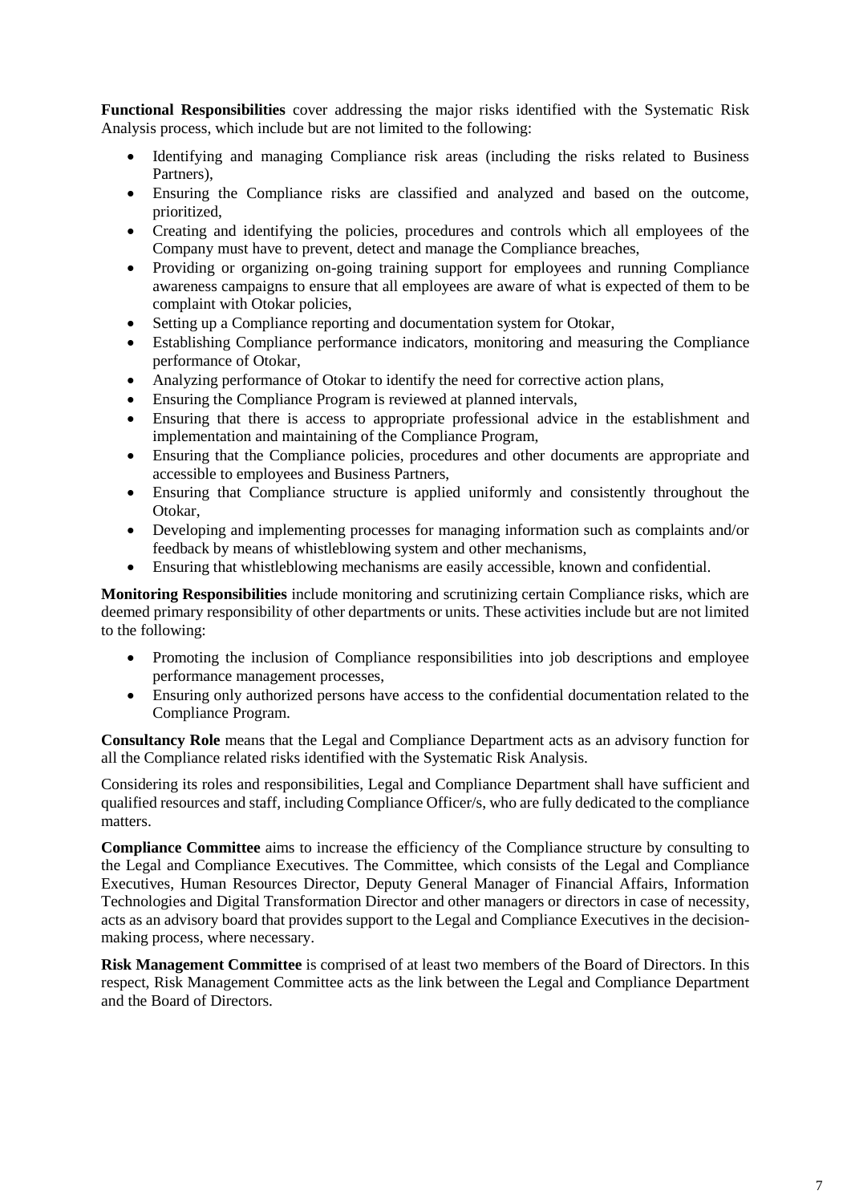**Functional Responsibilities** cover addressing the major risks identified with the Systematic Risk Analysis process, which include but are not limited to the following:

- Identifying and managing Compliance risk areas (including the risks related to Business Partners),
- Ensuring the Compliance risks are classified and analyzed and based on the outcome, prioritized,
- Creating and identifying the policies, procedures and controls which all employees of the Company must have to prevent, detect and manage the Compliance breaches,
- Providing or organizing on-going training support for employees and running Compliance awareness campaigns to ensure that all employees are aware of what is expected of them to be complaint with Otokar policies,
- Setting up a Compliance reporting and documentation system for Otokar,
- Establishing Compliance performance indicators, monitoring and measuring the Compliance performance of Otokar,
- Analyzing performance of Otokar to identify the need for corrective action plans,
- Ensuring the Compliance Program is reviewed at planned intervals,
- Ensuring that there is access to appropriate professional advice in the establishment and implementation and maintaining of the Compliance Program,
- Ensuring that the Compliance policies, procedures and other documents are appropriate and accessible to employees and Business Partners,
- Ensuring that Compliance structure is applied uniformly and consistently throughout the Otokar,
- Developing and implementing processes for managing information such as complaints and/or feedback by means of whistleblowing system and other mechanisms,
- Ensuring that whistleblowing mechanisms are easily accessible, known and confidential.

**Monitoring Responsibilities** include monitoring and scrutinizing certain Compliance risks, which are deemed primary responsibility of other departments or units. These activities include but are not limited to the following:

- Promoting the inclusion of Compliance responsibilities into job descriptions and employee performance management processes,
- Ensuring only authorized persons have access to the confidential documentation related to the Compliance Program.

**Consultancy Role** means that the Legal and Compliance Department acts as an advisory function for all the Compliance related risks identified with the Systematic Risk Analysis.

Considering its roles and responsibilities, Legal and Compliance Department shall have sufficient and qualified resources and staff, including Compliance Officer/s, who are fully dedicated to the compliance matters.

**Compliance Committee** aims to increase the efficiency of the Compliance structure by consulting to the Legal and Compliance Executives. The Committee, which consists of the Legal and Compliance Executives, Human Resources Director, Deputy General Manager of Financial Affairs, Information Technologies and Digital Transformation Director and other managers or directors in case of necessity, acts as an advisory board that provides support to the Legal and Compliance Executives in the decision-making process, where necessary.

**Risk Management Committee** is comprised of at least two members of the Board of Directors. In this respect, Risk Management Committee acts as the link between the Legal and Compliance Department and the Board of Directors.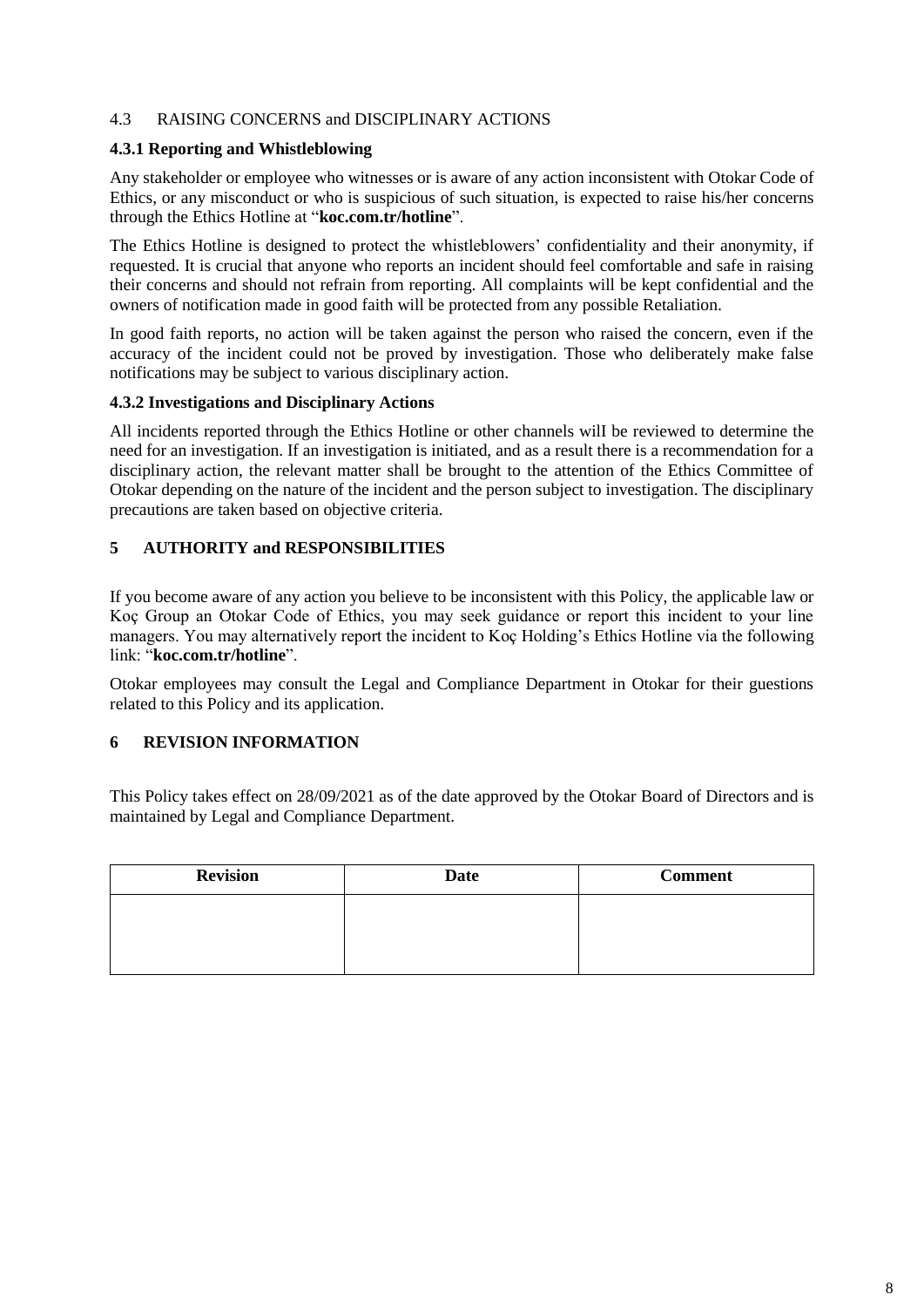### 4.3 RAISING CONCERNS and DISCIPLINARY ACTIONS

#### 4.3.1 Reporting and Whistleblowing

Any stakeholder or employee who witnesses or is aware of any action inconsistent with Otokar Code of Ethics, or any misconduct or who is suspicious of such situation, is expected to raise his/her concerns through the Ethics Hotline at "**koc.com.tr/hotline**".

The Ethics Hotline is designed to protect the whistleblowers' confidentiality and their anonymity, if requested. It is crucial that anyone who reports an incident should feel comfortable and safe in raising their concerns and should not refrain from reporting. All complaints will be kept confidential and the owners of notification made in good faith will be protected from any possible Retaliation.

In good faith reports, no action will be taken against the person who raised the concern, even if the accuracy of the incident could not be proved by investigation. Those who deliberately make false notifications may be subject to various disciplinary action.

#### 4.3.2 Investigations and Disciplinary Actions

All incidents reported through the Ethics Hotline or other channels wilI be reviewed to determine the need for an investigation. If an investigation is initiated, and as a result there is a recommendation for a disciplinary action, the relevant matter shall be brought to the attention of the Ethics Committee of Otokar depending on the nature of the incident and the person subject to investigation. The disciplinary precautions are taken based on objective criteria.

## 5 AUTHORITY and RESPONSIBILITIES

If you become aware of any action you believe to be inconsistent with this Policy, the applicable law or Koç Group an Otokar Code of Ethics, you may seek guidance or report this incident to your line managers. You may alternatively report the incident to Koç Holding's Ethics Hotline via the following link: "**koc.com.tr/hotline**".

Otokar employees may consult the Legal and Compliance Department in Otokar for their guestions related to this Policy and its application.

## 6 REVISION INFORMATION

This Policy takes effect on 28/09/2021 as of the date approved by the Otokar Board of Directors and is maintained by Legal and Compliance Department.

| Revision | Date | Comment |
|---|---|---|
| | | |